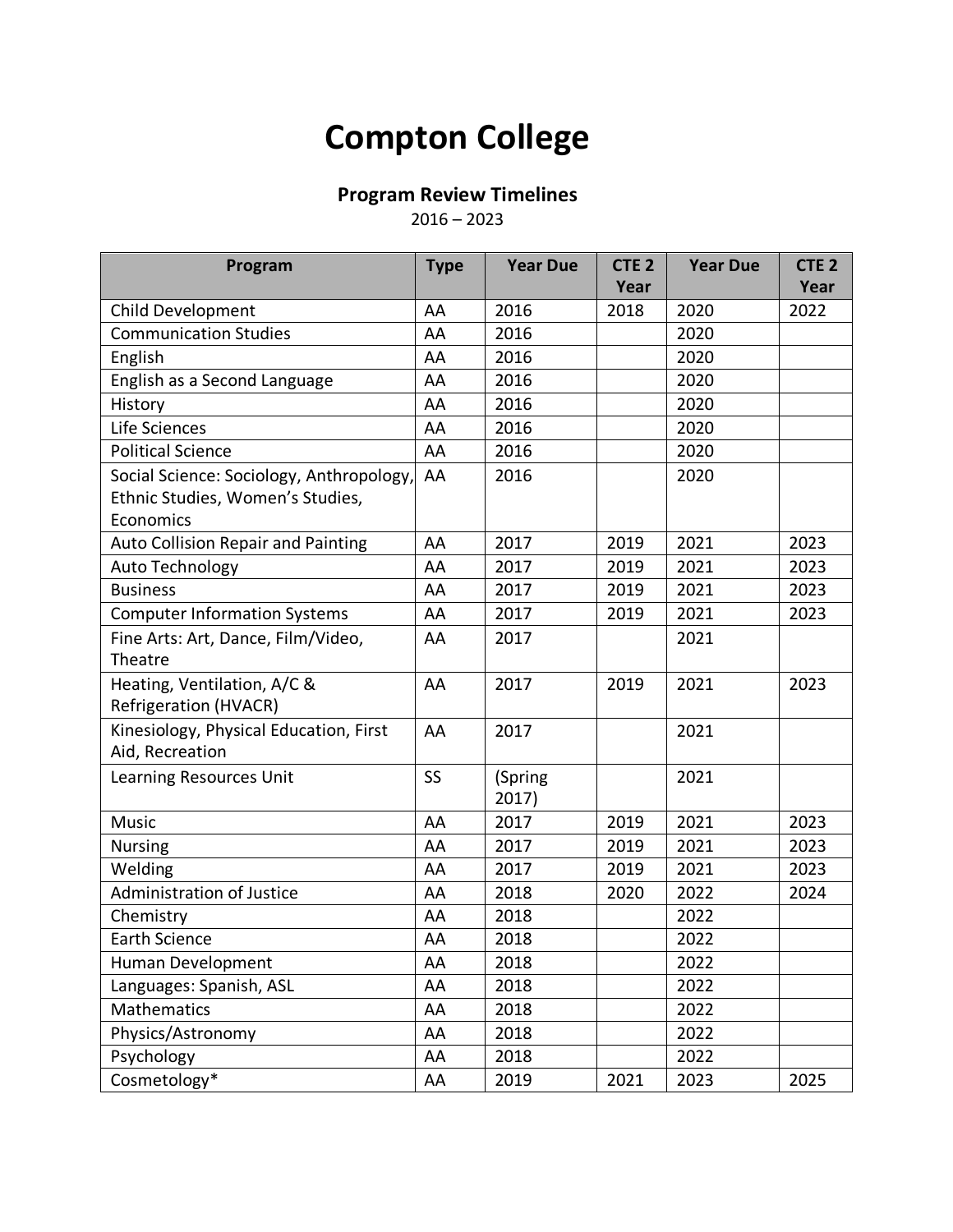# Compton College

## Program Review Timelines

2016 – 2023

| Program | Type | Year Due | CTE 2 Year | Year Due | CTE 2 Year |
|---|---|---|---|---|---|
| Child Development | AA | 2016 | 2018 | 2020 | 2022 |
| Communication Studies | AA | 2016 | | 2020 | |
| English | AA | 2016 | | 2020 | |
| English as a Second Language | AA | 2016 | | 2020 | |
| History | AA | 2016 | | 2020 | |
| Life Sciences | AA | 2016 | | 2020 | |
| Political Science | AA | 2016 | | 2020 | |
| Social Science: Sociology, Anthropology, Ethnic Studies, Women's Studies, Economics | AA | 2016 | | 2020 | |
| Auto Collision Repair and Painting | AA | 2017 | 2019 | 2021 | 2023 |
| Auto Technology | AA | 2017 | 2019 | 2021 | 2023 |
| Business | AA | 2017 | 2019 | 2021 | 2023 |
| Computer Information Systems | AA | 2017 | 2019 | 2021 | 2023 |
| Fine Arts: Art, Dance, Film/Video, Theatre | AA | 2017 | | 2021 | |
| Heating, Ventilation, A/C & Refrigeration (HVACR) | AA | 2017 | 2019 | 2021 | 2023 |
| Kinesiology, Physical Education, First Aid, Recreation | AA | 2017 | | 2021 | |
| Learning Resources Unit | SS | (Spring 2017) | | 2021 | |
| Music | AA | 2017 | 2019 | 2021 | 2023 |
| Nursing | AA | 2017 | 2019 | 2021 | 2023 |
| Welding | AA | 2017 | 2019 | 2021 | 2023 |
| Administration of Justice | AA | 2018 | 2020 | 2022 | 2024 |
| Chemistry | AA | 2018 | | 2022 | |
| Earth Science | AA | 2018 | | 2022 | |
| Human Development | AA | 2018 | | 2022 | |
| Languages: Spanish, ASL | AA | 2018 | | 2022 | |
| Mathematics | AA | 2018 | | 2022 | |
| Physics/Astronomy | AA | 2018 | | 2022 | |
| Psychology | AA | 2018 | | 2022 | |
| Cosmetology* | AA | 2019 | 2021 | 2023 | 2025 |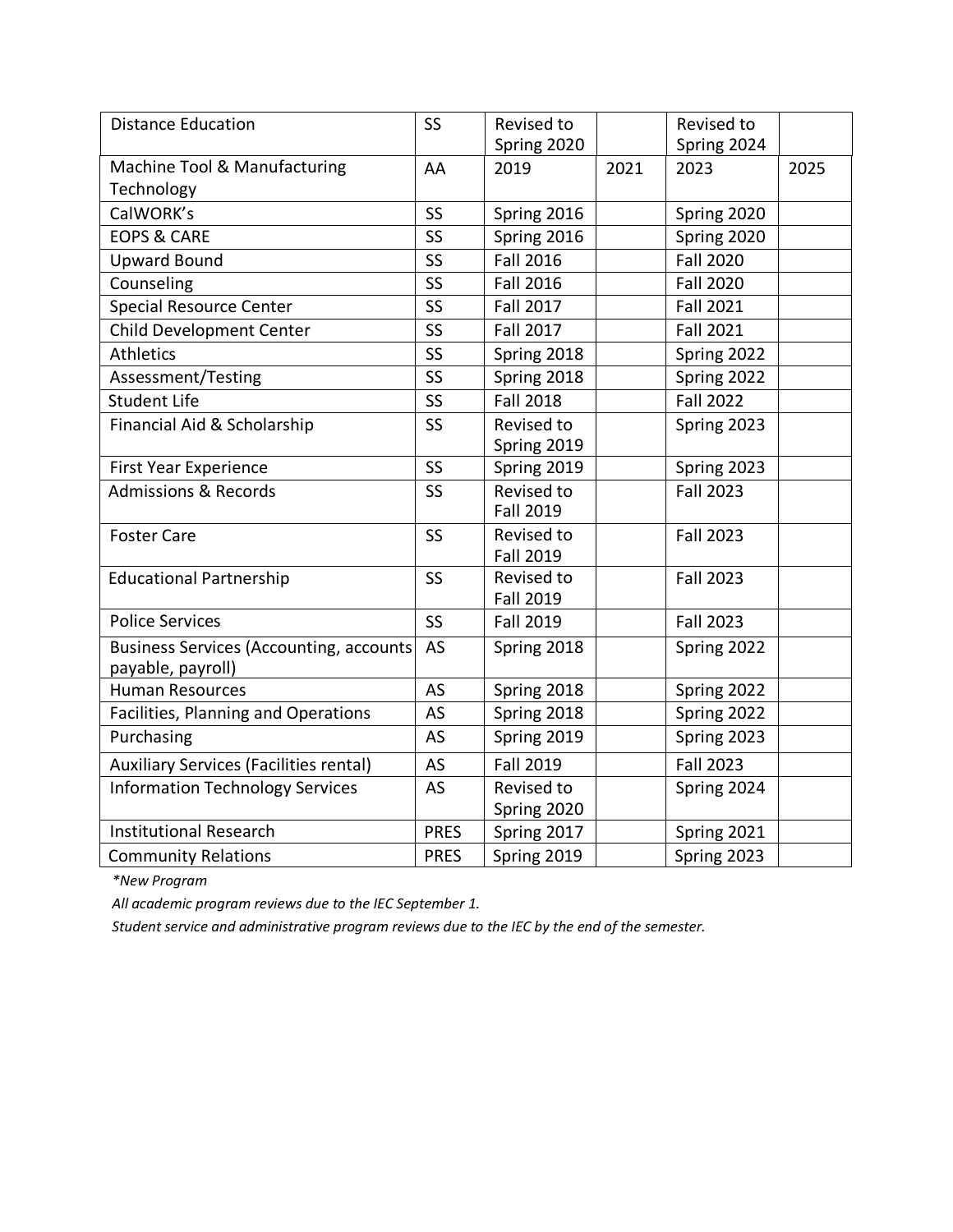| | | | | | |
|---|---|---|---|---|---|
| Distance Education | SS | Revised to Spring 2020 | | Revised to Spring 2024 | |
| Machine Tool & Manufacturing Technology | AA | 2019 | 2021 | 2023 | 2025 |
| CalWORK's | SS | Spring 2016 | | Spring 2020 | |
| EOPS & CARE | SS | Spring 2016 | | Spring 2020 | |
| Upward Bound | SS | Fall 2016 | | Fall 2020 | |
| Counseling | SS | Fall 2016 | | Fall 2020 | |
| Special Resource Center | SS | Fall 2017 | | Fall 2021 | |
| Child Development Center | SS | Fall 2017 | | Fall 2021 | |
| Athletics | SS | Spring 2018 | | Spring 2022 | |
| Assessment/Testing | SS | Spring 2018 | | Spring 2022 | |
| Student Life | SS | Fall 2018 | | Fall 2022 | |
| Financial Aid & Scholarship | SS | Revised to Spring 2019 | | Spring 2023 | |
| First Year Experience | SS | Spring 2019 | | Spring 2023 | |
| Admissions & Records | SS | Revised to Fall 2019 | | Fall 2023 | |
| Foster Care | SS | Revised to Fall 2019 | | Fall 2023 | |
| Educational Partnership | SS | Revised to Fall 2019 | | Fall 2023 | |
| Police Services | SS | Fall 2019 | | Fall 2023 | |
| Business Services (Accounting, accounts payable, payroll) | AS | Spring 2018 | | Spring 2022 | |
| Human Resources | AS | Spring 2018 | | Spring 2022 | |
| Facilities, Planning and Operations | AS | Spring 2018 | | Spring 2022 | |
| Purchasing | AS | Spring 2019 | | Spring 2023 | |
| Auxiliary Services (Facilities rental) | AS | Fall 2019 | | Fall 2023 | |
| Information Technology Services | AS | Revised to Spring 2020 | | Spring 2024 | |
| Institutional Research | PRES | Spring 2017 | | Spring 2021 | |
| Community Relations | PRES | Spring 2019 | | Spring 2023 | |

*\*New Program*

*All academic program reviews due to the IEC September 1.*

*Student service and administrative program reviews due to the IEC by the end of the semester.*